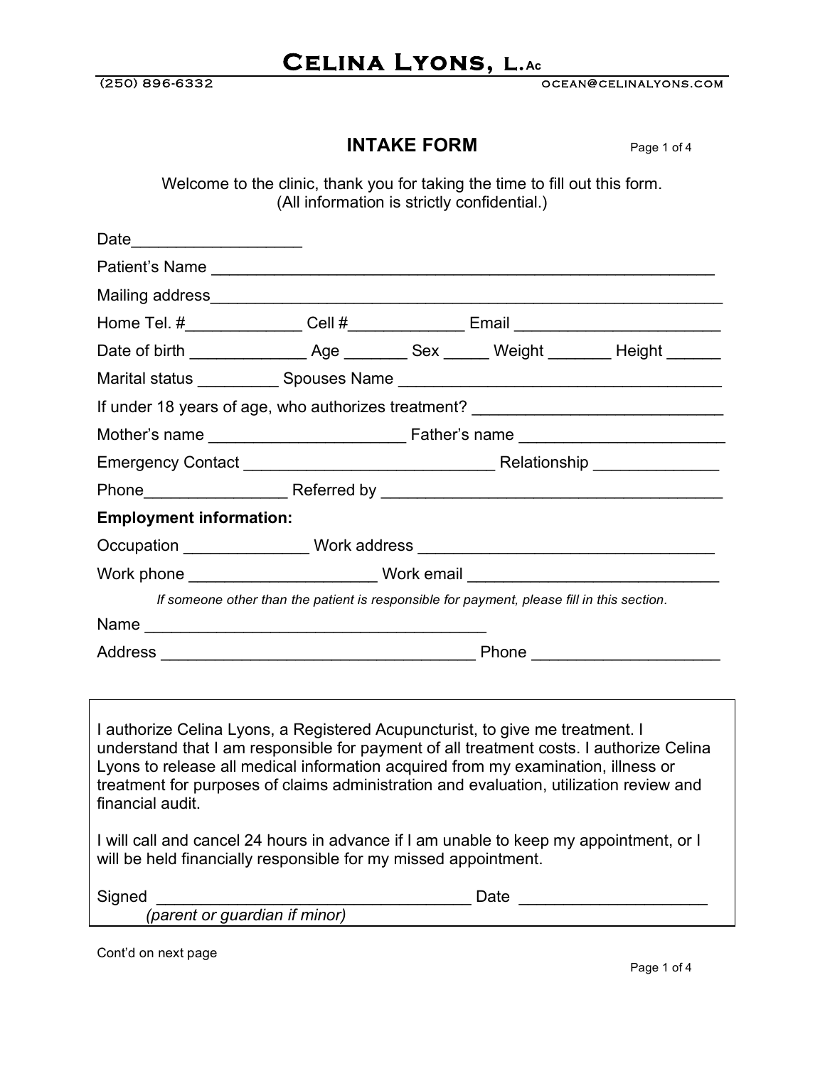# CELINA LYONS, L.Ac

(250) 896-6332 ocean@celinalyons.com

## INTAKE FORM

Welcome to the clinic, thank you for taking the time to fill out this form.
(All information is strictly confidential.)

Date___________________

Patient's Name ________________________________________________________

Mailing address________________________________________________________

Home Tel. #_____________ Cell #_____________ Email ______________________

Date of birth _____________ Age _______ Sex _____ Weight _______ Height ______

Marital status _________ Spouses Name ___________________________________

If under 18 years of age, who authorizes treatment? ___________________________

Mother's name _____________________ Father's name ______________________

Emergency Contact ____________________________ Relationship _____________

Phone________________ Referred by ______________________________________

**Employment information:**

Occupation ______________ Work address _________________________________

Work phone ____________________ Work email ___________________________

*If someone other than the patient is responsible for payment, please fill in this section.*

Name ______________________________________

Address __________________________________ Phone ____________________

I authorize Celina Lyons, a Registered Acupuncturist, to give me treatment. I understand that I am responsible for payment of all treatment costs. I authorize Celina Lyons to release all medical information acquired from my examination, illness or treatment for purposes of claims administration and evaluation, utilization review and financial audit.

I will call and cancel 24 hours in advance if I am unable to keep my appointment, or I will be held financially responsible for my missed appointment.

Signed __________________________________ Date ____________________
*(parent or guardian if minor)*

Cont'd on next page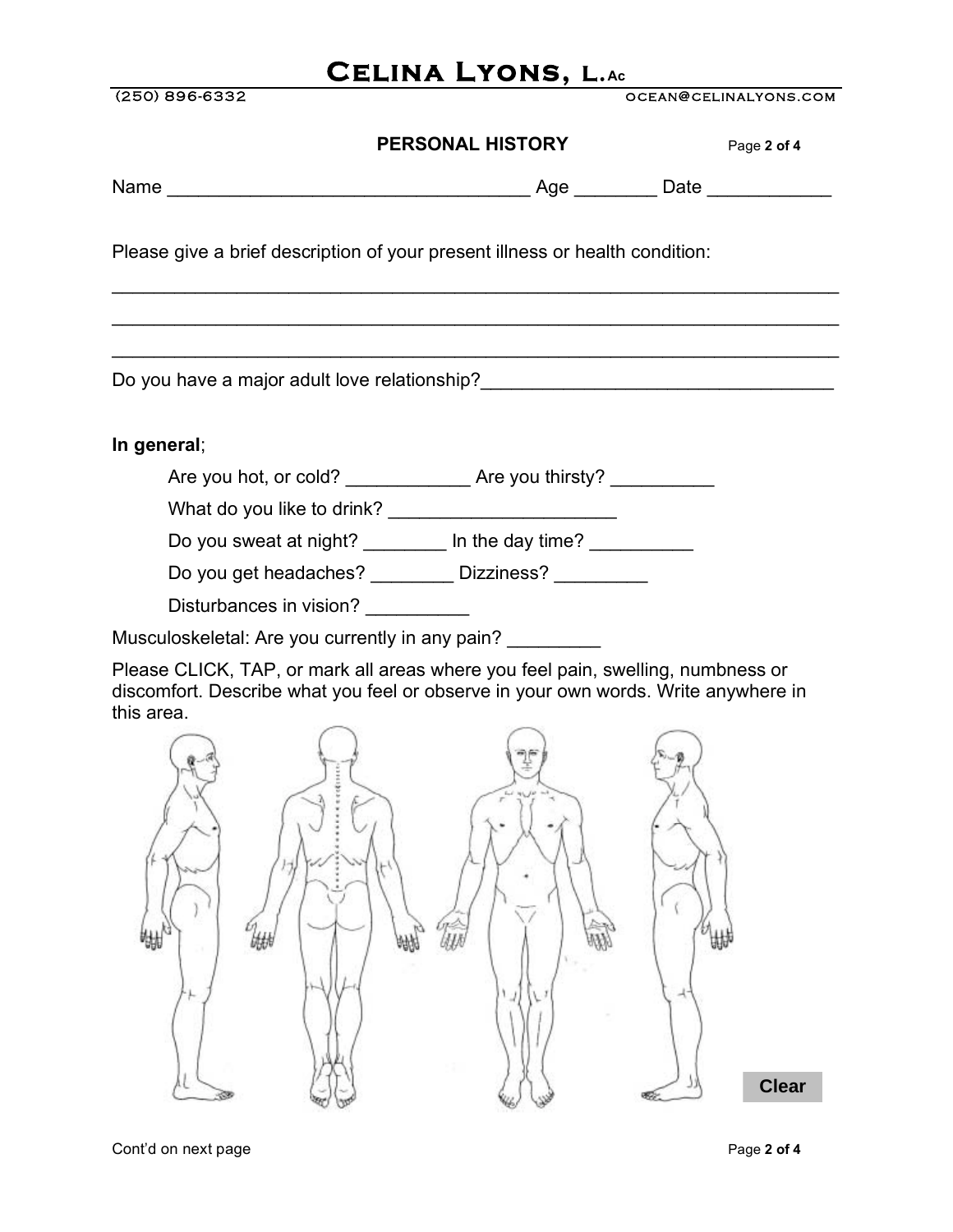# Celina Lyons, L.Ac

(250) 896-6332 ocean@celinalyons.com

## PERSONAL HISTORY

Name __________________________________ Age ________ Date ____________

Please give a brief description of your present illness or health condition:

_______________________________________________________________________

_______________________________________________________________________

_______________________________________________________________________

Do you have a major adult love relationship?___________________________________

**In general**;

Are you hot, or cold? ____________ Are you thirsty? __________

What do you like to drink? ______________________

Do you sweat at night? ________ In the day time? __________

Do you get headaches? ________ Dizziness? _________

Disturbances in vision? __________

Musculoskeletal: Are you currently in any pain? _________

Please CLICK, TAP, or mark all areas where you feel pain, swelling, numbness or discomfort. Describe what you feel or observe in your own words. Write anywhere in this area.

Clear

Cont'd on next page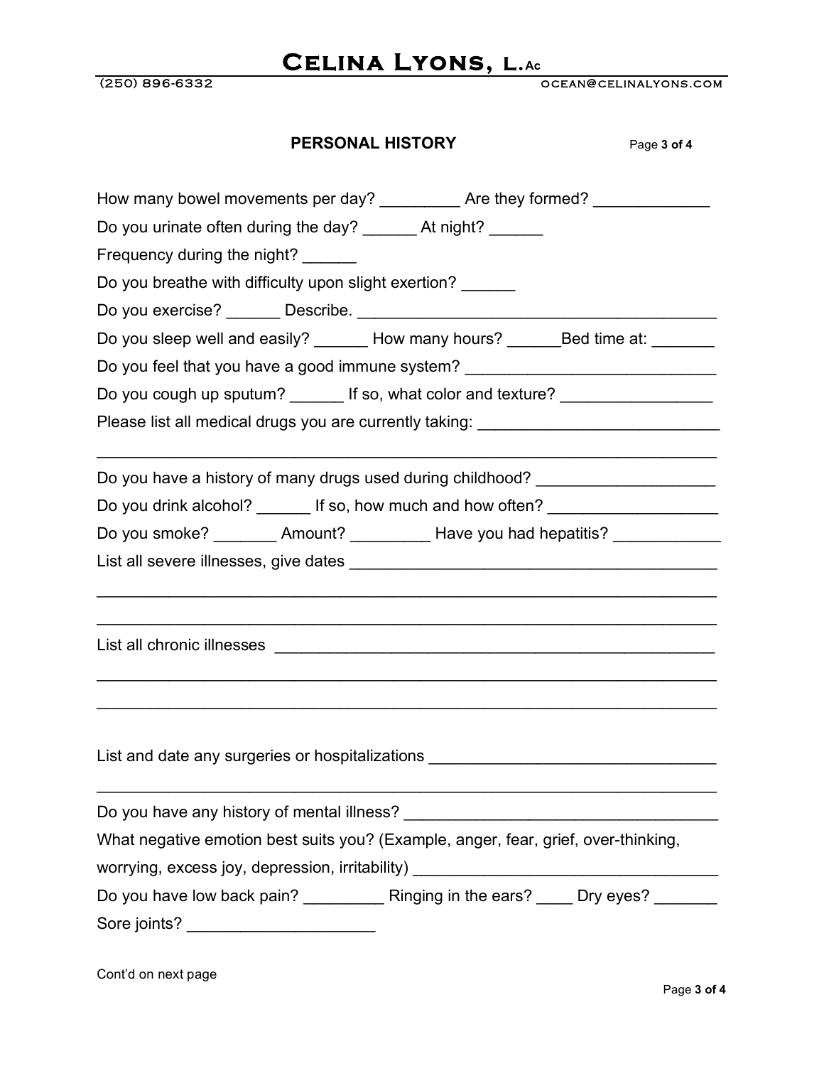# Celina Lyons, L.Ac

(250) 896-6332 ocean@celinalyons.com

## PERSONAL HISTORY

How many bowel movements per day? _________ Are they formed? _____________

Do you urinate often during the day? ______ At night? ______

Frequency during the night? ______

Do you breathe with difficulty upon slight exertion? ______

Do you exercise? ______ Describe. ________________________________________

Do you sleep well and easily? ______ How many hours? ______Bed time at: _______

Do you feel that you have a good immune system? ____________________________

Do you cough up sputum? ______ If so, what color and texture? ________________

Please list all medical drugs you are currently taking: ___________________________

____________________________________________________________________

Do you have a history of many drugs used during childhood? ___________________

Do you drink alcohol? ______ If so, how much and how often? __________________

Do you smoke? _______ Amount? _________ Have you had hepatitis? ____________

List all severe illnesses, give dates ________________________________________

____________________________________________________________________

____________________________________________________________________

List all chronic illnesses _________________________________________________

____________________________________________________________________

____________________________________________________________________

List and date any surgeries or hospitalizations ________________________________

____________________________________________________________________

Do you have any history of mental illness? ___________________________________

What negative emotion best suits you? (Example, anger, fear, grief, over-thinking, worrying, excess joy, depression, irritability) _________________________________

Do you have low back pain? _________ Ringing in the ears? ____ Dry eyes? _______

Sore joints? ____________________

Cont'd on next page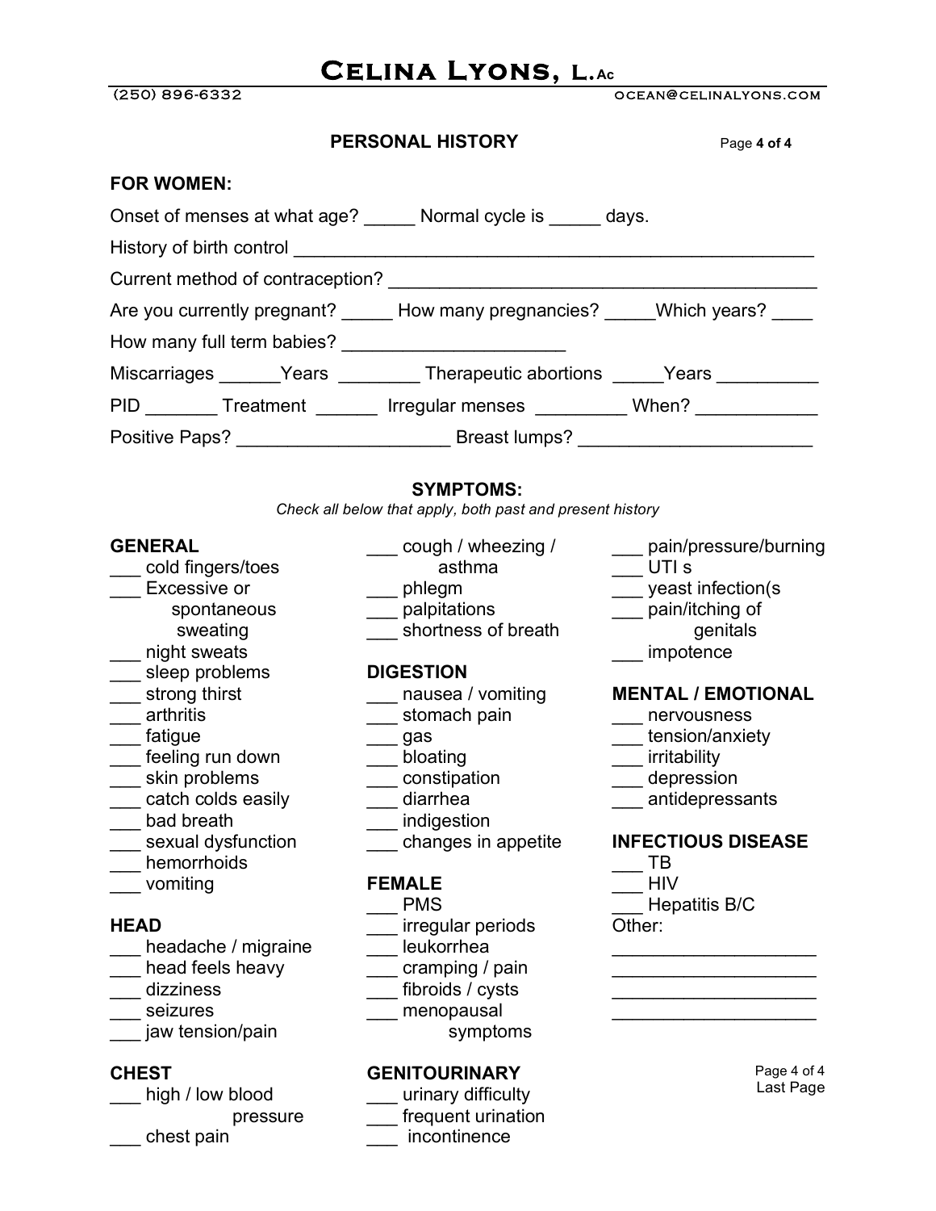# Celina Lyons, L.Ac

(250) 896-6332 ocean@celinalyons.com

## PERSONAL HISTORY

### FOR WOMEN:

Onset of menses at what age? _____ Normal cycle is _____ days.

History of birth control ____________________________________________________

Current method of contraception? ___________________________________________

Are you currently pregnant? _____ How many pregnancies? _____Which years? ____

How many full term babies? _____________________

Miscarriages ______Years ________ Therapeutic abortions _____Years __________

PID _______ Treatment ______ Irregular menses _________ When? ____________

Positive Paps? ____________________ Breast lumps? _______________________

### SYMPTOMS:

*Check all below that apply, both past and present history*

**GENERAL**

- ___ cold fingers/toes
- ___ Excessive or spontaneous sweating
- ___ night sweats
- ___ sleep problems
- ___ strong thirst
- ___ arthritis
- ___ fatigue
- ___ feeling run down
- ___ skin problems
- ___ catch colds easily
- ___ bad breath
- ___ sexual dysfunction
- ___ hemorrhoids
- ___ vomiting

**HEAD**

- ___ headache / migraine
- ___ head feels heavy
- ___ dizziness
- ___ seizures
- ___ jaw tension/pain

**CHEST**

- ___ high / low blood pressure
- ___ chest pain
- ___ cough / wheezing / asthma
- ___ phlegm
- ___ palpitations
- ___ shortness of breath

**DIGESTION**

- ___ nausea / vomiting
- ___ stomach pain
- ___ gas
- ___ bloating
- ___ constipation
- ___ diarrhea
- ___ indigestion
- ___ changes in appetite

**FEMALE**

- ___ PMS
- ___ irregular periods
- ___ leukorrhea
- ___ cramping / pain
- ___ fibroids / cysts
- ___ menopausal symptoms

**GENITOURINARY**

- ___ urinary difficulty
- ___ frequent urination
- ___ incontinence
- ___ pain/pressure/burning
- ___ UTI s
- ___ yeast infection(s
- ___ pain/itching of genitals
- ___ impotence

**MENTAL / EMOTIONAL**

- ___ nervousness
- ___ tension/anxiety
- ___ irritability
- ___ depression
- ___ antidepressants

**INFECTIOUS DISEASE**

- ___ TB
- ___ HIV
- ___ Hepatitis B/C

Other:

____________________

____________________

____________________

____________________

Last Page